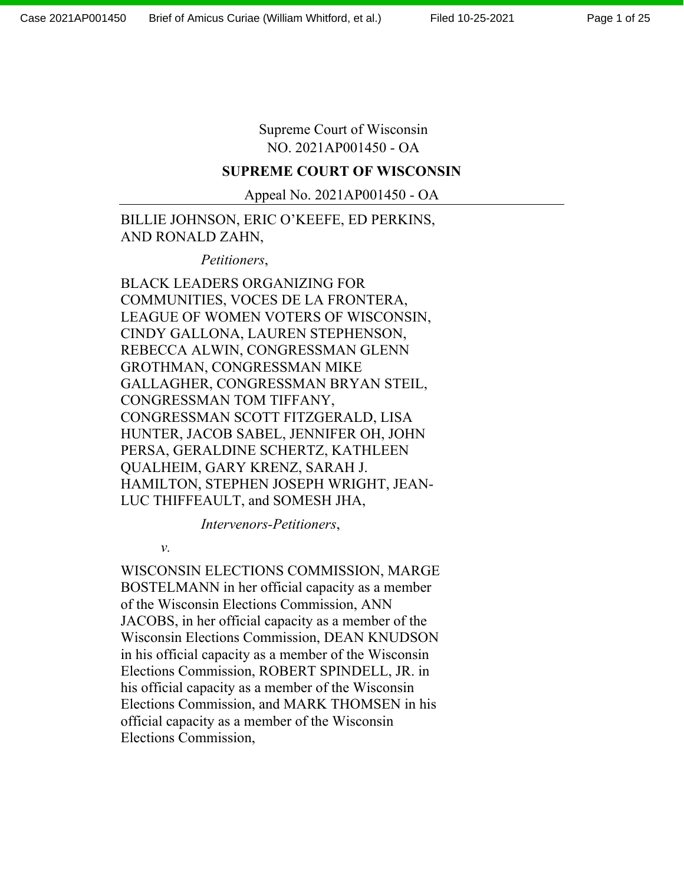Supreme Court of Wisconsin
NO. 2021AP001450 - OA

**SUPREME COURT OF WISCONSIN**

Appeal No. 2021AP001450 - OA

---

BILLIE JOHNSON, ERIC O'KEEFE, ED PERKINS, AND RONALD ZAHN,

*Petitioners*,

BLACK LEADERS ORGANIZING FOR COMMUNITIES, VOCES DE LA FRONTERA, LEAGUE OF WOMEN VOTERS OF WISCONSIN, CINDY GALLONA, LAUREN STEPHENSON, REBECCA ALWIN, CONGRESSMAN GLENN GROTHMAN, CONGRESSMAN MIKE GALLAGHER, CONGRESSMAN BRYAN STEIL, CONGRESSMAN TOM TIFFANY, CONGRESSMAN SCOTT FITZGERALD, LISA HUNTER, JACOB SABEL, JENNIFER OH, JOHN PERSA, GERALDINE SCHERTZ, KATHLEEN QUALHEIM, GARY KRENZ, SARAH J. HAMILTON, STEPHEN JOSEPH WRIGHT, JEAN-LUC THIFFEAULT, and SOMESH JHA,

*Intervenors-Petitioners*,

*v.*

WISCONSIN ELECTIONS COMMISSION, MARGE BOSTELMANN in her official capacity as a member of the Wisconsin Elections Commission, ANN JACOBS, in her official capacity as a member of the Wisconsin Elections Commission, DEAN KNUDSON in his official capacity as a member of the Wisconsin Elections Commission, ROBERT SPINDELL, JR. in his official capacity as a member of the Wisconsin Elections Commission, and MARK THOMSEN in his official capacity as a member of the Wisconsin Elections Commission,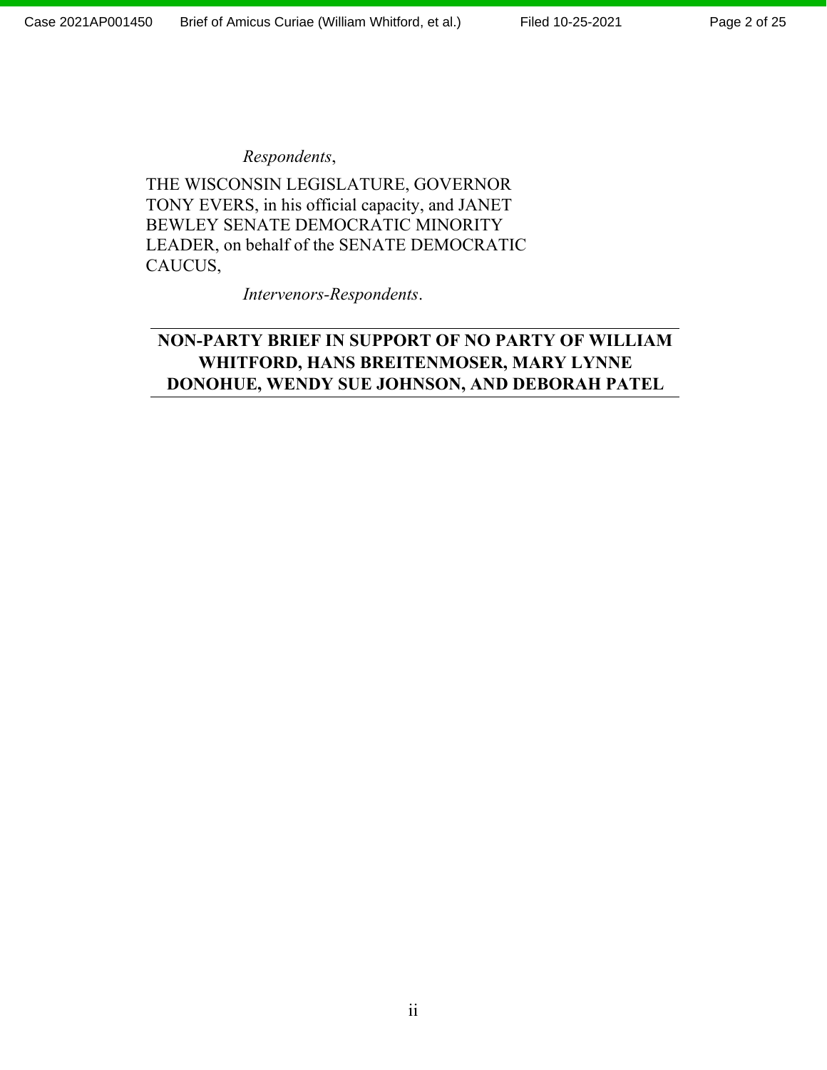*Respondents*,

THE WISCONSIN LEGISLATURE, GOVERNOR TONY EVERS, in his official capacity, and JANET BEWLEY SENATE DEMOCRATIC MINORITY LEADER, on behalf of the SENATE DEMOCRATIC CAUCUS,

*Intervenors-Respondents*.

---

**NON-PARTY BRIEF IN SUPPORT OF NO PARTY OF WILLIAM WHITFORD, HANS BREITENMOSER, MARY LYNNE DONOHUE, WENDY SUE JOHNSON, AND DEBORAH PATEL**

---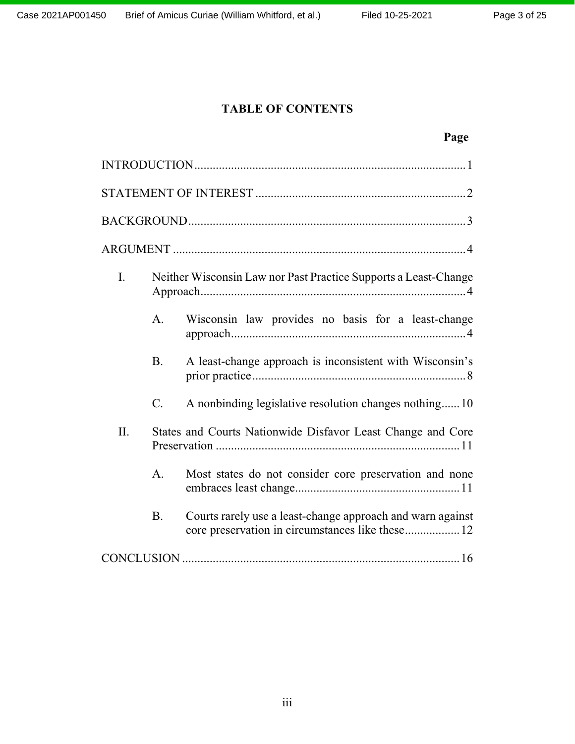# TABLE OF CONTENTS

| | Page |
|---|---|
| INTRODUCTION | 1 |
| STATEMENT OF INTEREST | 2 |
| BACKGROUND | 3 |
| ARGUMENT | 4 |
| I. Neither Wisconsin Law nor Past Practice Supports a Least-Change Approach | 4 |
| A. Wisconsin law provides no basis for a least-change approach | 4 |
| B. A least-change approach is inconsistent with Wisconsin's prior practice | 8 |
| C. A nonbinding legislative resolution changes nothing | 10 |
| II. States and Courts Nationwide Disfavor Least Change and Core Preservation | 11 |
| A. Most states do not consider core preservation and none embraces least change | 11 |
| B. Courts rarely use a least-change approach and warn against core preservation in circumstances like these | 12 |
| CONCLUSION | 16 |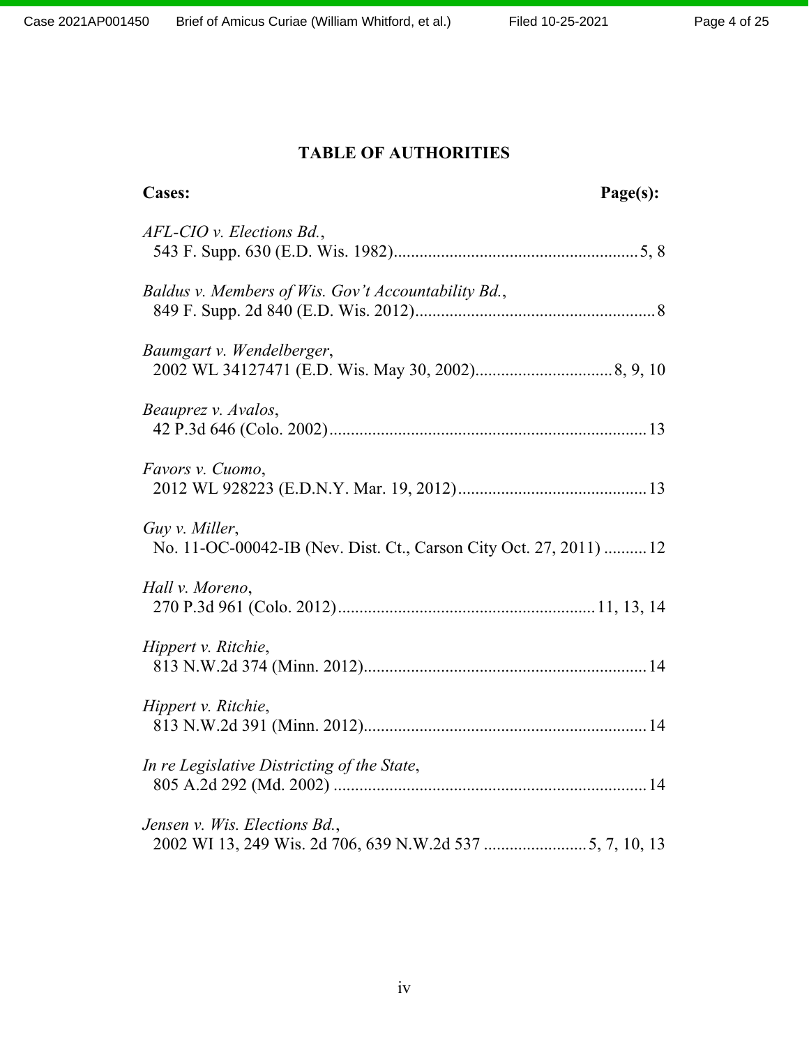# TABLE OF AUTHORITIES

**Cases:** **Page(s):**

*AFL-CIO v. Elections Bd.*,
543 F. Supp. 630 (E.D. Wis. 1982)........................................................5, 8

*Baldus v. Members of Wis. Gov't Accountability Bd.*,
849 F. Supp. 2d 840 (E.D. Wis. 2012).......................................................8

*Baumgart v. Wendelberger*,
2002 WL 34127471 (E.D. Wis. May 30, 2002)...............................8, 9, 10

*Beauprez v. Avalos*,
42 P.3d 646 (Colo. 2002).........................................................................13

*Favors v. Cuomo*,
2012 WL 928223 (E.D.N.Y. Mar. 19, 2012)...........................................13

*Guy v. Miller*,
No. 11-OC-00042-IB (Nev. Dist. Ct., Carson City Oct. 27, 2011) ..........12

*Hall v. Moreno*,
270 P.3d 961 (Colo. 2012)..........................................................11, 13, 14

*Hippert v. Ritchie*,
813 N.W.2d 374 (Minn. 2012).................................................................14

*Hippert v. Ritchie*,
813 N.W.2d 391 (Minn. 2012).................................................................14

*In re Legislative Districting of the State*,
805 A.2d 292 (Md. 2002) ........................................................................14

*Jensen v. Wis. Elections Bd.*,
2002 WI 13, 249 Wis. 2d 706, 639 N.W.2d 537 ........................5, 7, 10, 13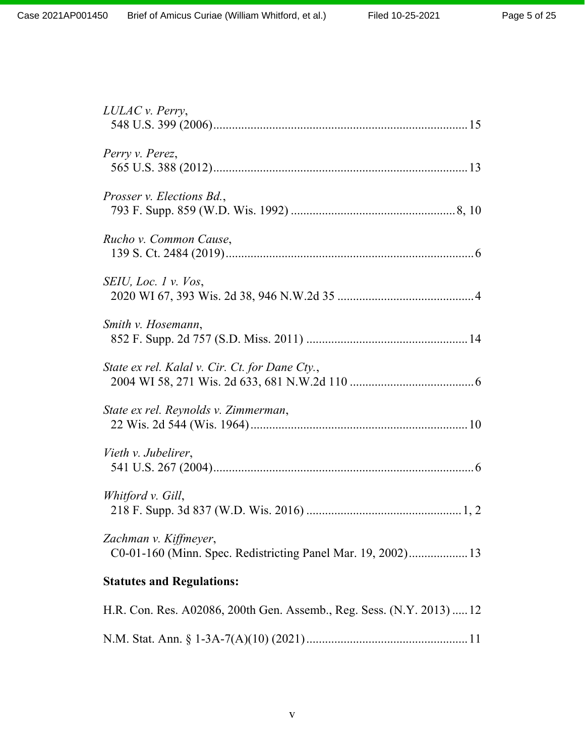*LULAC v. Perry*,
548 U.S. 399 (2006) ........................................................................ 15

*Perry v. Perez*,
565 U.S. 388 (2012) ........................................................................ 13

*Prosser v. Elections Bd.*,
793 F. Supp. 859 (W.D. Wis. 1992) ............................................... 8, 10

*Rucho v. Common Cause*,
139 S. Ct. 2484 (2019) ....................................................................... 6

*SEIU, Loc. 1 v. Vos*,
2020 WI 67, 393 Wis. 2d 38, 946 N.W.2d 35 ......................................... 4

*Smith v. Hosemann*,
852 F. Supp. 2d 757 (S.D. Miss. 2011) ............................................... 14

*State ex rel. Kalal v. Cir. Ct. for Dane Cty.*,
2004 WI 58, 271 Wis. 2d 633, 681 N.W.2d 110 ...................................... 6

*State ex rel. Reynolds v. Zimmerman*,
22 Wis. 2d 544 (Wis. 1964) ............................................................... 10

*Vieth v. Jubelirer*,
541 U.S. 267 (2004) ........................................................................... 6

*Whitford v. Gill*,
218 F. Supp. 3d 837 (W.D. Wis. 2016) ............................................... 1, 2

*Zachman v. Kiffmeyer*,
C0-01-160 (Minn. Spec. Redistricting Panel Mar. 19, 2002) .................. 13

**Statutes and Regulations:**

H.R. Con. Res. A02086, 200th Gen. Assemb., Reg. Sess. (N.Y. 2013) ..... 12

N.M. Stat. Ann. § 1-3A-7(A)(10) (2021) ............................................... 11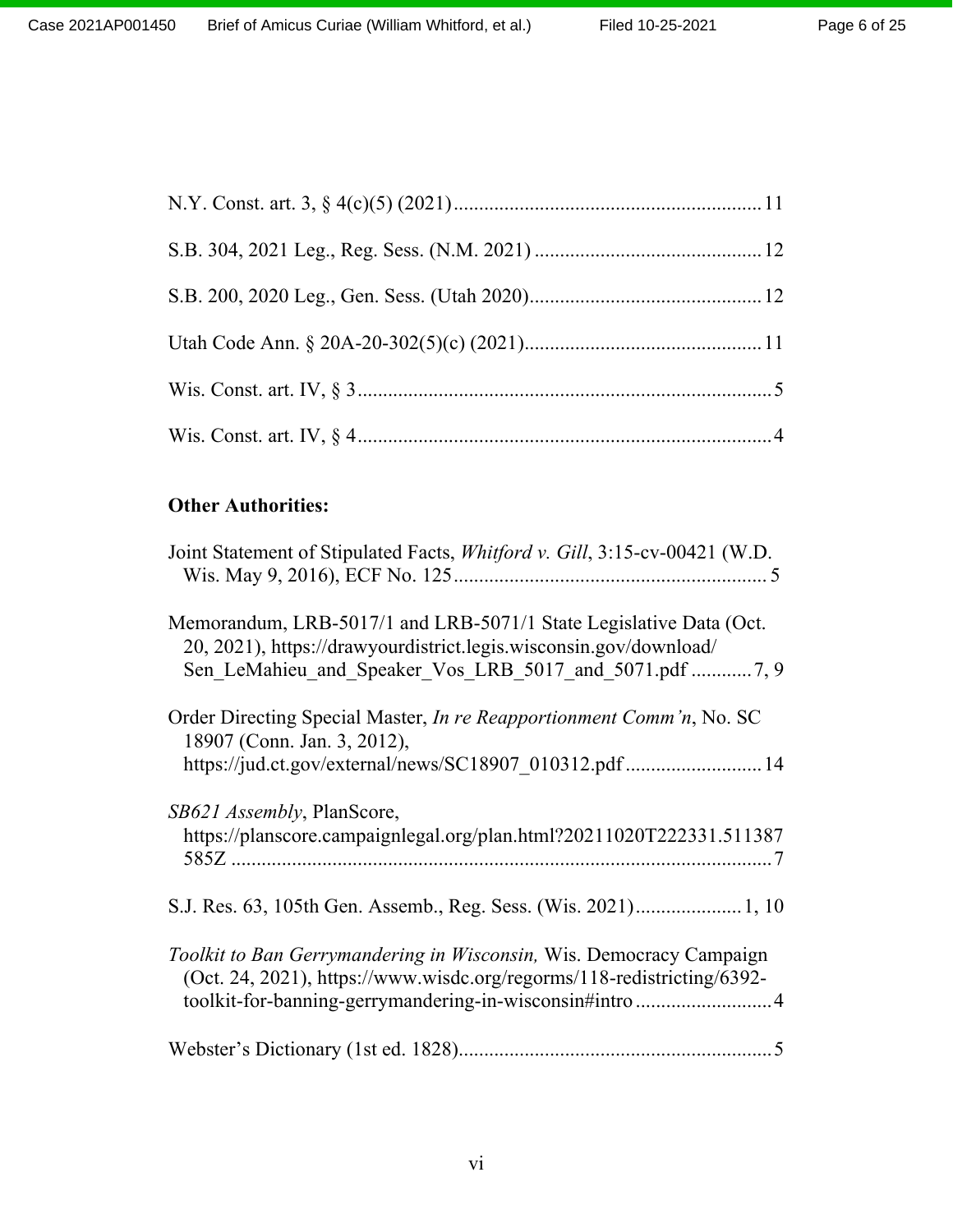N.Y. Const. art. 3, § 4(c)(5) (2021) .......................................................... 11

S.B. 304, 2021 Leg., Reg. Sess. (N.M. 2021) ........................................... 12

S.B. 200, 2020 Leg., Gen. Sess. (Utah 2020)............................................ 12

Utah Code Ann. § 20A-20-302(5)(c) (2021)............................................. 11

Wis. Const. art. IV, § 3 ................................................................................ 5

Wis. Const. art. IV, § 4 ................................................................................ 4

**Other Authorities:**

Joint Statement of Stipulated Facts, *Whitford v. Gill*, 3:15-cv-00421 (W.D. Wis. May 9, 2016), ECF No. 125 ........................................................... 5

Memorandum, LRB-5017/1 and LRB-5071/1 State Legislative Data (Oct. 20, 2021), https://drawyourdistrict.legis.wisconsin.gov/download/Sen_LeMahieu_and_Speaker_Vos_LRB_5017_and_5071.pdf ............ 7, 9

Order Directing Special Master, *In re Reapportionment Comm'n*, No. SC 18907 (Conn. Jan. 3, 2012), https://jud.ct.gov/external/news/SC18907_010312.pdf .......................... 14

*SB621 Assembly*, PlanScore, https://planscore.campaignlegal.org/plan.html?20211020T222331.511387585Z ........................................................................................................ 7

S.J. Res. 63, 105th Gen. Assemb., Reg. Sess. (Wis. 2021) .................... 1, 10

*Toolkit to Ban Gerrymandering in Wisconsin,* Wis. Democracy Campaign (Oct. 24, 2021), https://www.wisdc.org/regorms/118-redistricting/6392-toolkit-for-banning-gerrymandering-in-wisconsin#intro ........................... 4

Webster's Dictionary (1st ed. 1828)............................................................. 5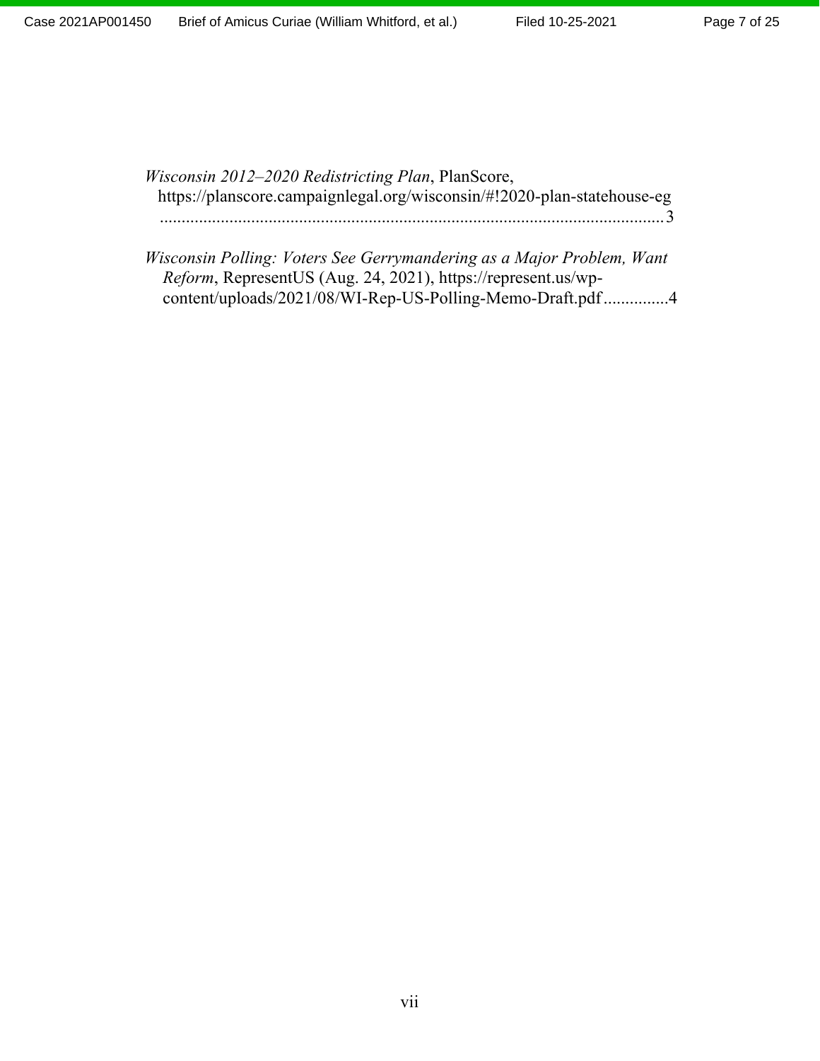*Wisconsin 2012–2020 Redistricting Plan*, PlanScore, https://planscore.campaignlegal.org/wisconsin/#!2020-plan-statehouse-eg ....................................................................................................................3

*Wisconsin Polling: Voters See Gerrymandering as a Major Problem, Want Reform*, RepresentUS (Aug. 24, 2021), https://represent.us/wp-content/uploads/2021/08/WI-Rep-US-Polling-Memo-Draft.pdf ...............4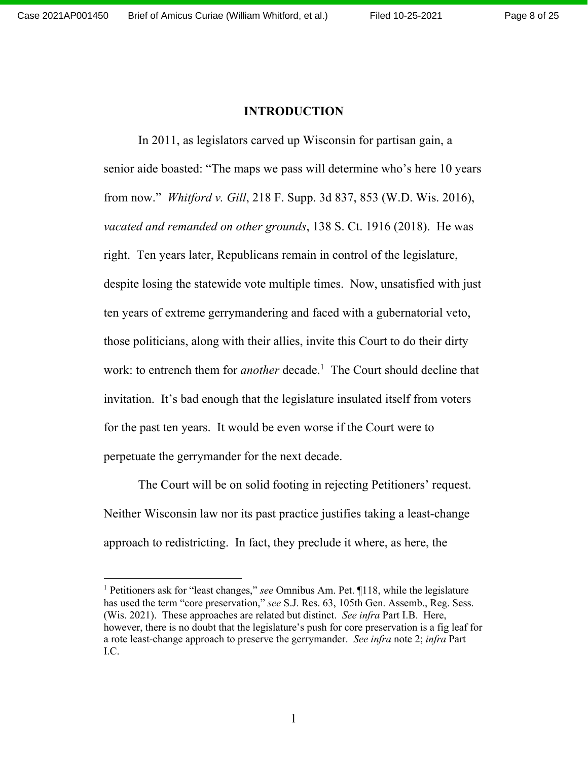## INTRODUCTION

In 2011, as legislators carved up Wisconsin for partisan gain, a senior aide boasted: "The maps we pass will determine who's here 10 years from now." *Whitford v. Gill*, 218 F. Supp. 3d 837, 853 (W.D. Wis. 2016), *vacated and remanded on other grounds*, 138 S. Ct. 1916 (2018). He was right. Ten years later, Republicans remain in control of the legislature, despite losing the statewide vote multiple times. Now, unsatisfied with just ten years of extreme gerrymandering and faced with a gubernatorial veto, those politicians, along with their allies, invite this Court to do their dirty work: to entrench them for *another* decade.[1] The Court should decline that invitation. It's bad enough that the legislature insulated itself from voters for the past ten years. It would be even worse if the Court were to perpetuate the gerrymander for the next decade.

The Court will be on solid footing in rejecting Petitioners' request. Neither Wisconsin law nor its past practice justifies taking a least-change approach to redistricting. In fact, they preclude it where, as here, the

---

[1] Petitioners ask for "least changes," *see* Omnibus Am. Pet. ¶118, while the legislature has used the term "core preservation," *see* S.J. Res. 63, 105th Gen. Assemb., Reg. Sess. (Wis. 2021). These approaches are related but distinct. *See infra* Part I.B. Here, however, there is no doubt that the legislature's push for core preservation is a fig leaf for a rote least-change approach to preserve the gerrymander. *See infra* note 2; *infra* Part I.C.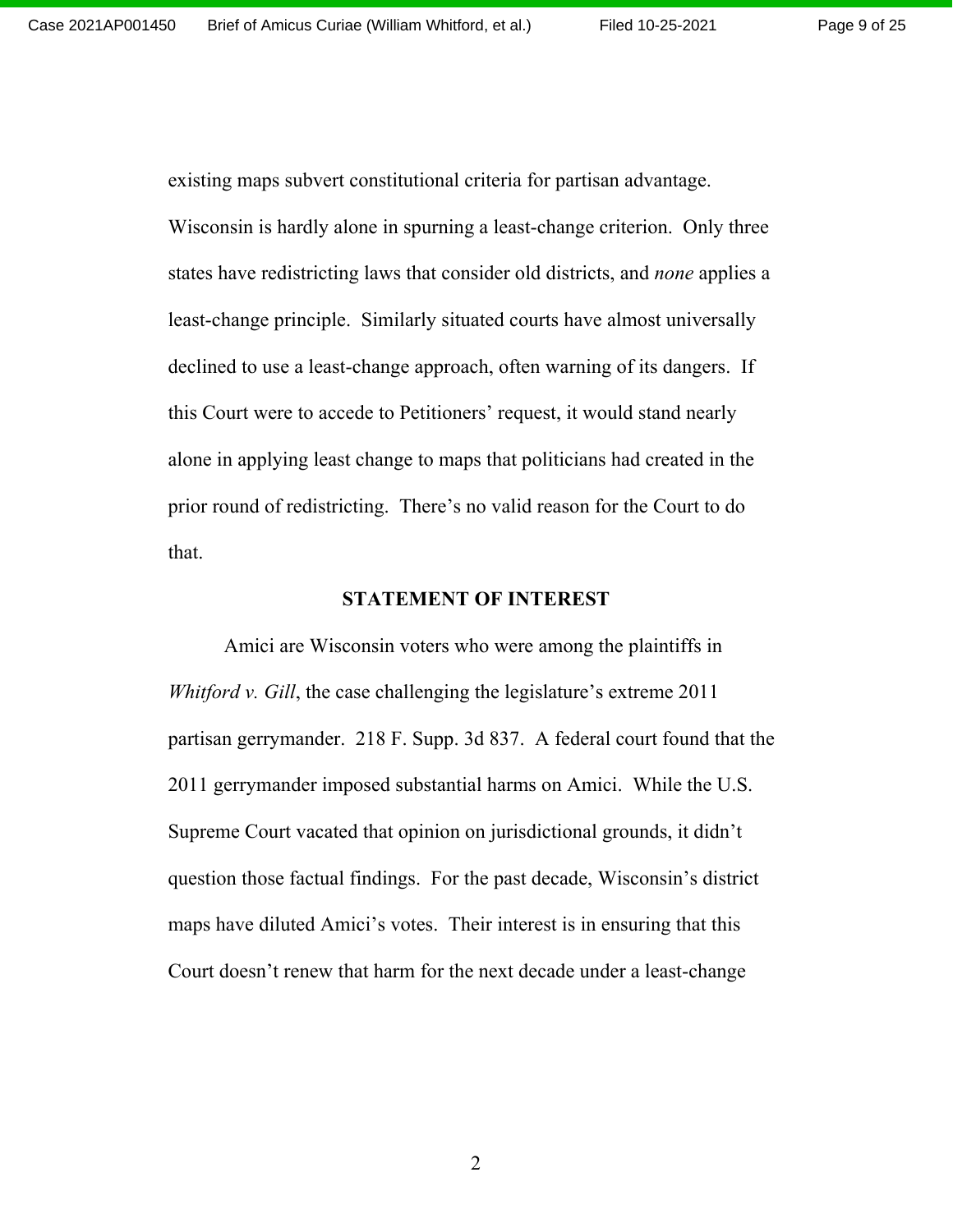existing maps subvert constitutional criteria for partisan advantage. Wisconsin is hardly alone in spurning a least-change criterion. Only three states have redistricting laws that consider old districts, and *none* applies a least-change principle. Similarly situated courts have almost universally declined to use a least-change approach, often warning of its dangers. If this Court were to accede to Petitioners' request, it would stand nearly alone in applying least change to maps that politicians had created in the prior round of redistricting. There's no valid reason for the Court to do that.

## STATEMENT OF INTEREST

Amici are Wisconsin voters who were among the plaintiffs in *Whitford v. Gill*, the case challenging the legislature's extreme 2011 partisan gerrymander. 218 F. Supp. 3d 837. A federal court found that the 2011 gerrymander imposed substantial harms on Amici. While the U.S. Supreme Court vacated that opinion on jurisdictional grounds, it didn't question those factual findings. For the past decade, Wisconsin's district maps have diluted Amici's votes. Their interest is in ensuring that this Court doesn't renew that harm for the next decade under a least-change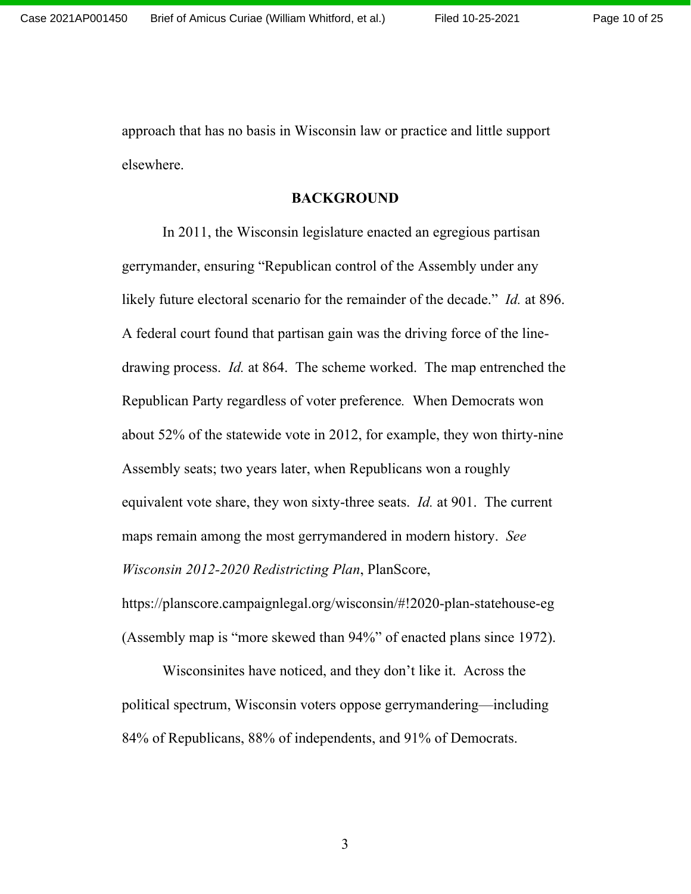approach that has no basis in Wisconsin law or practice and little support elsewhere.

## BACKGROUND

In 2011, the Wisconsin legislature enacted an egregious partisan gerrymander, ensuring "Republican control of the Assembly under any likely future electoral scenario for the remainder of the decade." *Id.* at 896. A federal court found that partisan gain was the driving force of the line-drawing process. *Id.* at 864. The scheme worked. The map entrenched the Republican Party regardless of voter preference. When Democrats won about 52% of the statewide vote in 2012, for example, they won thirty-nine Assembly seats; two years later, when Republicans won a roughly equivalent vote share, they won sixty-three seats. *Id.* at 901. The current maps remain among the most gerrymandered in modern history. *See Wisconsin 2012-2020 Redistricting Plan*, PlanScore, https://planscore.campaignlegal.org/wisconsin/#!2020-plan-statehouse-eg (Assembly map is "more skewed than 94%" of enacted plans since 1972).

Wisconsinites have noticed, and they don't like it. Across the political spectrum, Wisconsin voters oppose gerrymandering—including 84% of Republicans, 88% of independents, and 91% of Democrats.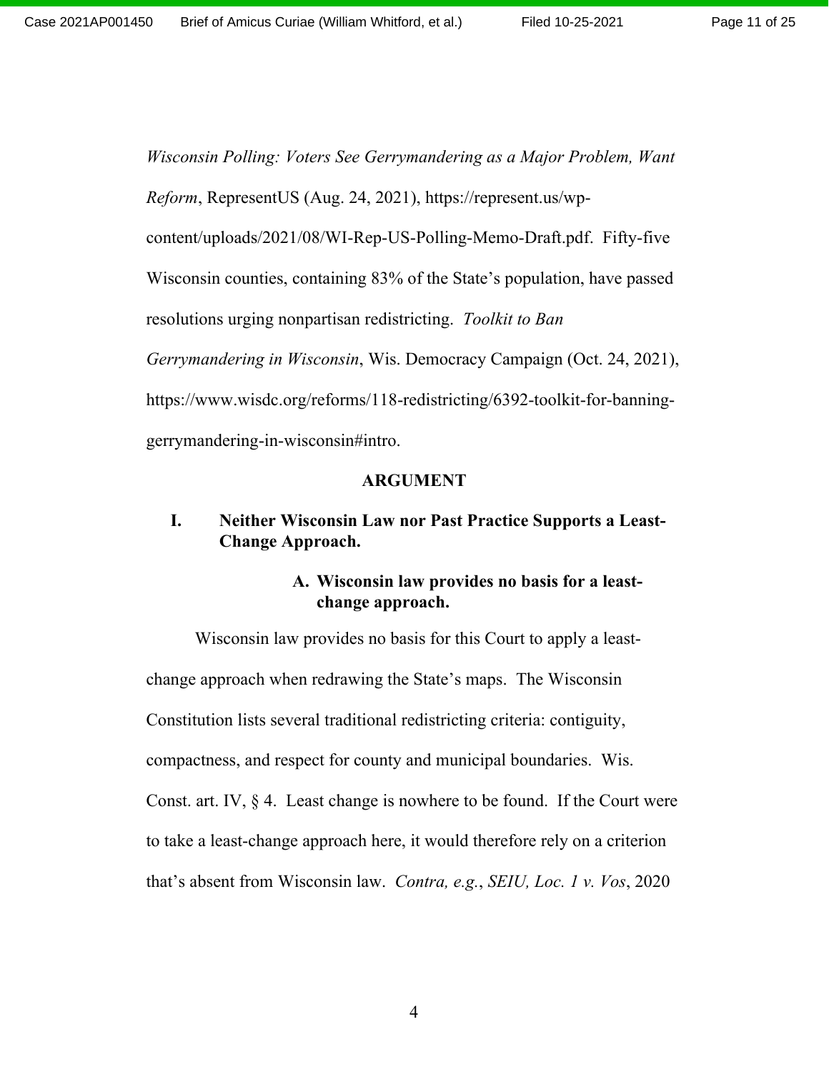*Wisconsin Polling: Voters See Gerrymandering as a Major Problem, Want Reform*, RepresentUS (Aug. 24, 2021), https://represent.us/wp-content/uploads/2021/08/WI-Rep-US-Polling-Memo-Draft.pdf. Fifty-five Wisconsin counties, containing 83% of the State's population, have passed resolutions urging nonpartisan redistricting. *Toolkit to Ban Gerrymandering in Wisconsin*, Wis. Democracy Campaign (Oct. 24, 2021), https://www.wisdc.org/reforms/118-redistricting/6392-toolkit-for-banning-gerrymandering-in-wisconsin#intro.

## ARGUMENT

### I. Neither Wisconsin Law nor Past Practice Supports a Least-Change Approach.

#### A. Wisconsin law provides no basis for a least-change approach.

Wisconsin law provides no basis for this Court to apply a least-change approach when redrawing the State's maps. The Wisconsin Constitution lists several traditional redistricting criteria: contiguity, compactness, and respect for county and municipal boundaries. Wis. Const. art. IV, § 4. Least change is nowhere to be found. If the Court were to take a least-change approach here, it would therefore rely on a criterion that's absent from Wisconsin law. *Contra, e.g.*, *SEIU, Loc. 1 v. Vos*, 2020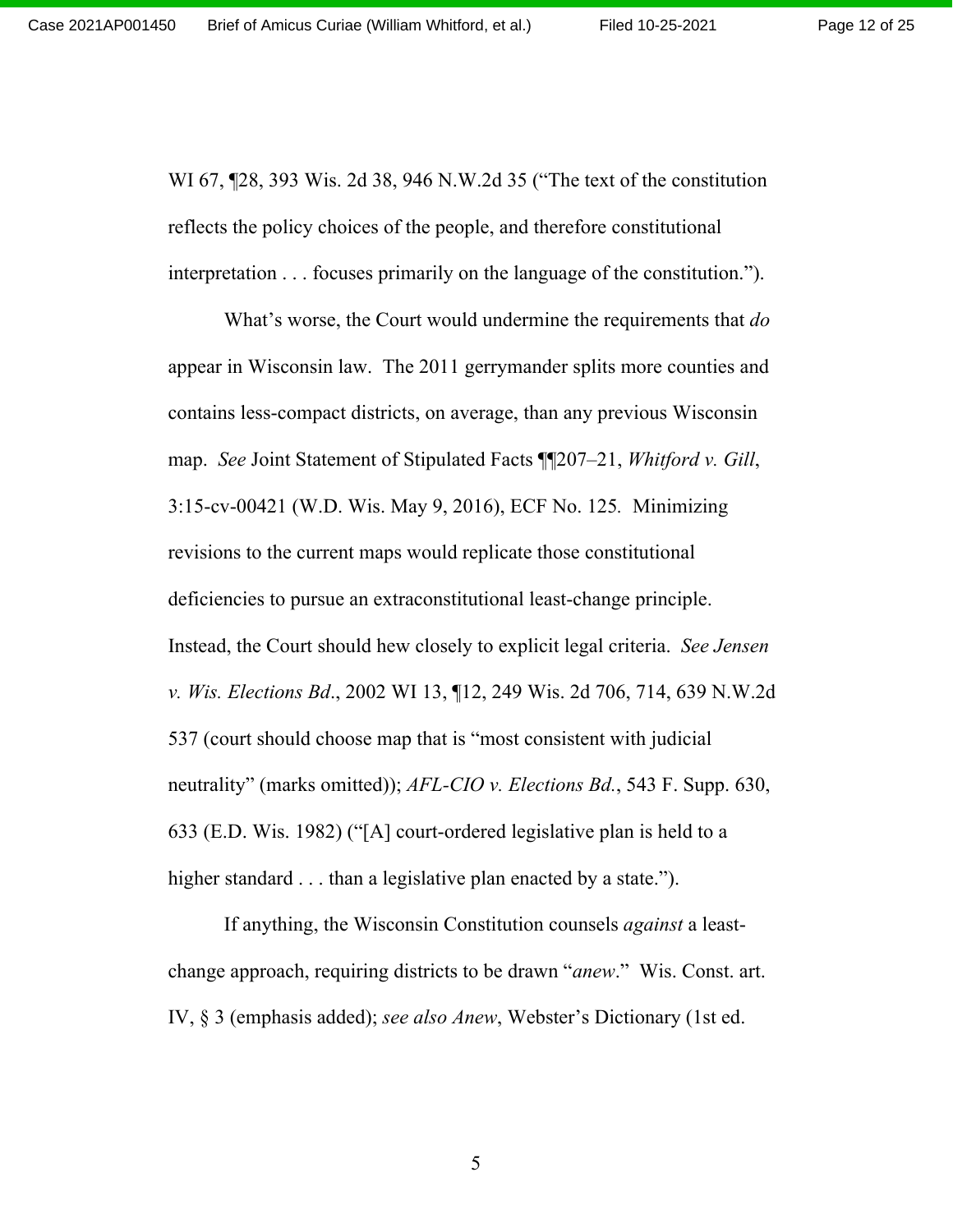WI 67, ¶28, 393 Wis. 2d 38, 946 N.W.2d 35 ("The text of the constitution reflects the policy choices of the people, and therefore constitutional interpretation . . . focuses primarily on the language of the constitution.").

What's worse, the Court would undermine the requirements that *do* appear in Wisconsin law. The 2011 gerrymander splits more counties and contains less-compact districts, on average, than any previous Wisconsin map. *See* Joint Statement of Stipulated Facts ¶¶207–21, *Whitford v. Gill*, 3:15-cv-00421 (W.D. Wis. May 9, 2016), ECF No. 125. Minimizing revisions to the current maps would replicate those constitutional deficiencies to pursue an extraconstitutional least-change principle. Instead, the Court should hew closely to explicit legal criteria. *See Jensen v. Wis. Elections Bd.*, 2002 WI 13, ¶12, 249 Wis. 2d 706, 714, 639 N.W.2d 537 (court should choose map that is "most consistent with judicial neutrality" (marks omitted)); *AFL-CIO v. Elections Bd.*, 543 F. Supp. 630, 633 (E.D. Wis. 1982) ("[A] court-ordered legislative plan is held to a higher standard . . . than a legislative plan enacted by a state.").

If anything, the Wisconsin Constitution counsels *against* a least-change approach, requiring districts to be drawn "*anew*." Wis. Const. art. IV, § 3 (emphasis added); *see also Anew*, Webster's Dictionary (1st ed.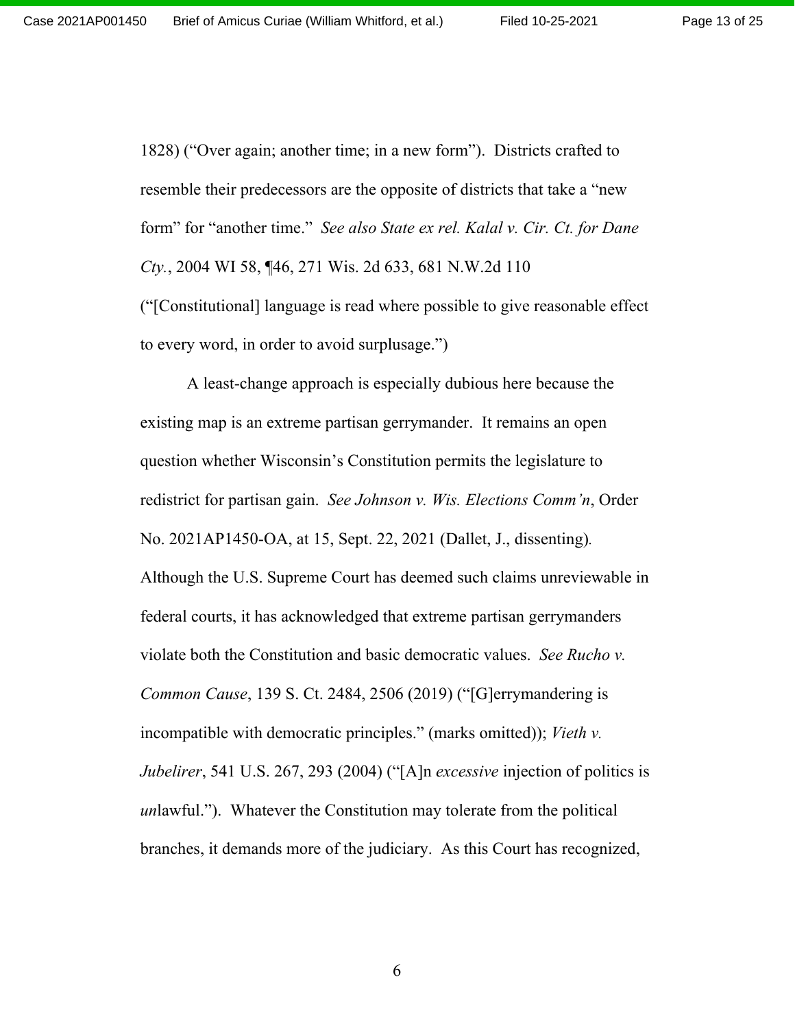1828) ("Over again; another time; in a new form"). Districts crafted to resemble their predecessors are the opposite of districts that take a "new form" for "another time." *See also State ex rel. Kalal v. Cir. Ct. for Dane Cty.*, 2004 WI 58, ¶46, 271 Wis. 2d 633, 681 N.W.2d 110 ("[Constitutional] language is read where possible to give reasonable effect to every word, in order to avoid surplusage.")

A least-change approach is especially dubious here because the existing map is an extreme partisan gerrymander. It remains an open question whether Wisconsin's Constitution permits the legislature to redistrict for partisan gain. *See Johnson v. Wis. Elections Comm'n*, Order No. 2021AP1450-OA, at 15, Sept. 22, 2021 (Dallet, J., dissenting). Although the U.S. Supreme Court has deemed such claims unreviewable in federal courts, it has acknowledged that extreme partisan gerrymanders violate both the Constitution and basic democratic values. *See Rucho v. Common Cause*, 139 S. Ct. 2484, 2506 (2019) ("[G]errymandering is incompatible with democratic principles." (marks omitted)); *Vieth v. Jubelirer*, 541 U.S. 267, 293 (2004) ("[A]n *excessive* injection of politics is *un*lawful."). Whatever the Constitution may tolerate from the political branches, it demands more of the judiciary. As this Court has recognized,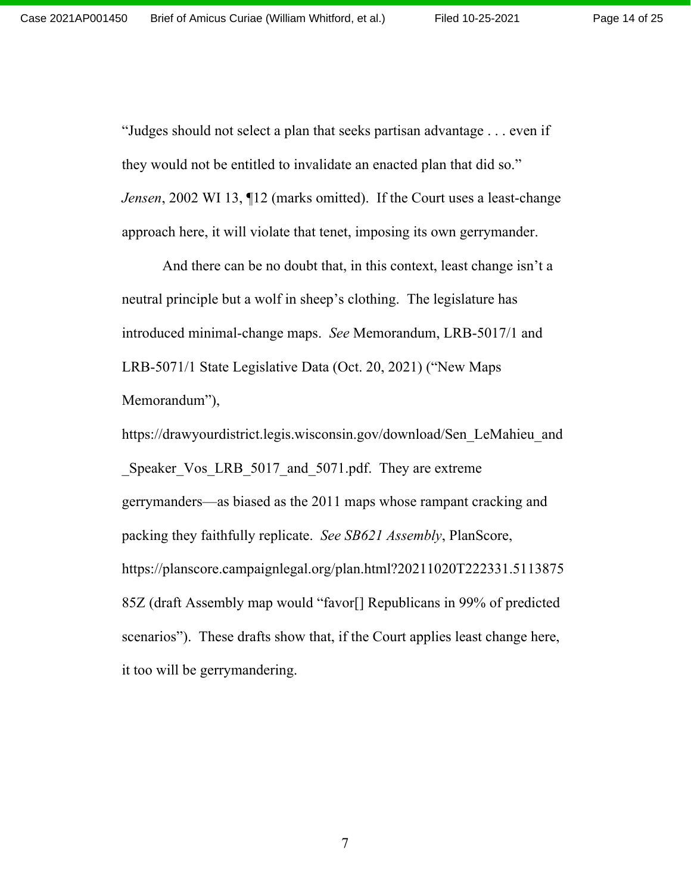"Judges should not select a plan that seeks partisan advantage . . . even if they would not be entitled to invalidate an enacted plan that did so." *Jensen*, 2002 WI 13, ¶12 (marks omitted). If the Court uses a least-change approach here, it will violate that tenet, imposing its own gerrymander.

And there can be no doubt that, in this context, least change isn't a neutral principle but a wolf in sheep's clothing. The legislature has introduced minimal-change maps. *See* Memorandum, LRB-5017/1 and LRB-5071/1 State Legislative Data (Oct. 20, 2021) ("New Maps Memorandum"), https://drawyourdistrict.legis.wisconsin.gov/download/Sen_LeMahieu_and_Speaker_Vos_LRB_5017_and_5071.pdf. They are extreme gerrymanders—as biased as the 2011 maps whose rampant cracking and packing they faithfully replicate. *See SB621 Assembly*, PlanScore, https://planscore.campaignlegal.org/plan.html?20211020T222331.511387585Z (draft Assembly map would "favor[] Republicans in 99% of predicted scenarios"). These drafts show that, if the Court applies least change here, it too will be gerrymandering.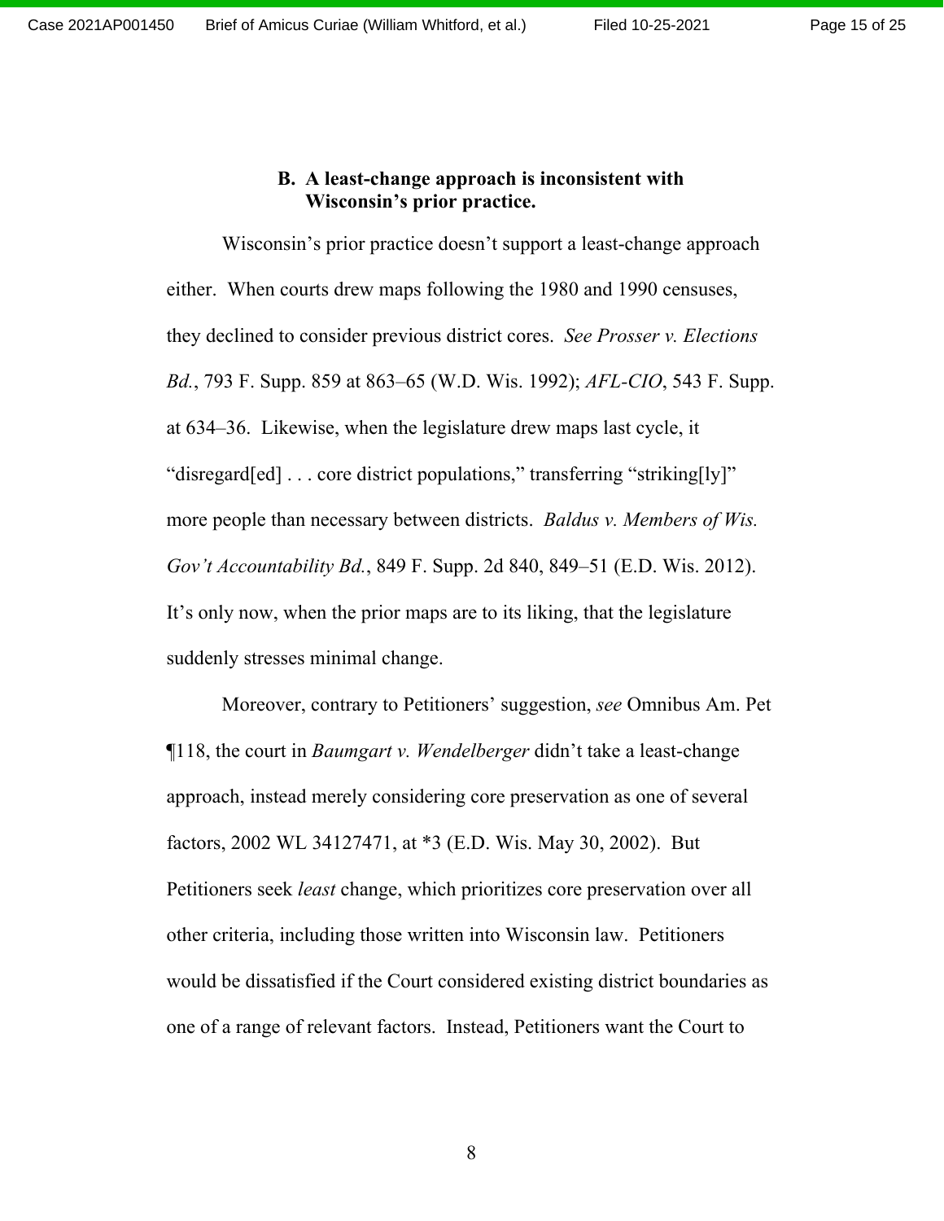### B. A least-change approach is inconsistent with Wisconsin's prior practice.

Wisconsin's prior practice doesn't support a least-change approach either. When courts drew maps following the 1980 and 1990 censuses, they declined to consider previous district cores. *See Prosser v. Elections Bd.*, 793 F. Supp. 859 at 863–65 (W.D. Wis. 1992); *AFL-CIO*, 543 F. Supp. at 634–36. Likewise, when the legislature drew maps last cycle, it "disregard[ed] . . . core district populations," transferring "striking[ly]" more people than necessary between districts. *Baldus v. Members of Wis. Gov't Accountability Bd.*, 849 F. Supp. 2d 840, 849–51 (E.D. Wis. 2012). It's only now, when the prior maps are to its liking, that the legislature suddenly stresses minimal change.

Moreover, contrary to Petitioners' suggestion, *see* Omnibus Am. Pet ¶118, the court in *Baumgart v. Wendelberger* didn't take a least-change approach, instead merely considering core preservation as one of several factors, 2002 WL 34127471, at *3 (E.D. Wis. May 30, 2002). But Petitioners seek *least* change, which prioritizes core preservation over all other criteria, including those written into Wisconsin law. Petitioners would be dissatisfied if the Court considered existing district boundaries as one of a range of relevant factors. Instead, Petitioners want the Court to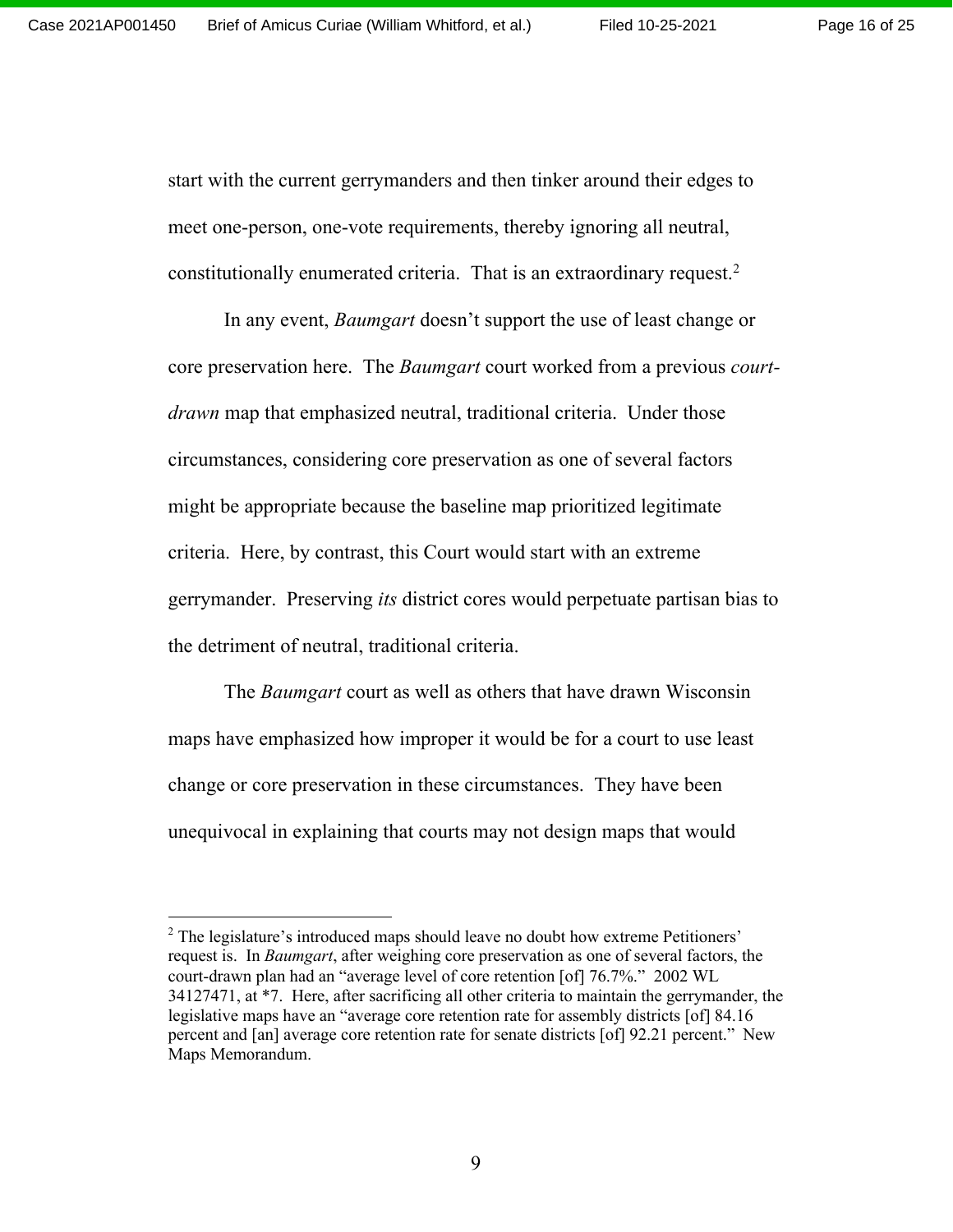start with the current gerrymanders and then tinker around their edges to meet one-person, one-vote requirements, thereby ignoring all neutral, constitutionally enumerated criteria. That is an extraordinary request.[2]

In any event, *Baumgart* doesn't support the use of least change or core preservation here. The *Baumgart* court worked from a previous *court-drawn* map that emphasized neutral, traditional criteria. Under those circumstances, considering core preservation as one of several factors might be appropriate because the baseline map prioritized legitimate criteria. Here, by contrast, this Court would start with an extreme gerrymander. Preserving *its* district cores would perpetuate partisan bias to the detriment of neutral, traditional criteria.

The *Baumgart* court as well as others that have drawn Wisconsin maps have emphasized how improper it would be for a court to use least change or core preservation in these circumstances. They have been unequivocal in explaining that courts may not design maps that would

---

[2] The legislature's introduced maps should leave no doubt how extreme Petitioners' request is. In *Baumgart*, after weighing core preservation as one of several factors, the court-drawn plan had an "average level of core retention [of] 76.7%." 2002 WL 34127471, at *7. Here, after sacrificing all other criteria to maintain the gerrymander, the legislative maps have an "average core retention rate for assembly districts [of] 84.16 percent and [an] average core retention rate for senate districts [of] 92.21 percent." New Maps Memorandum.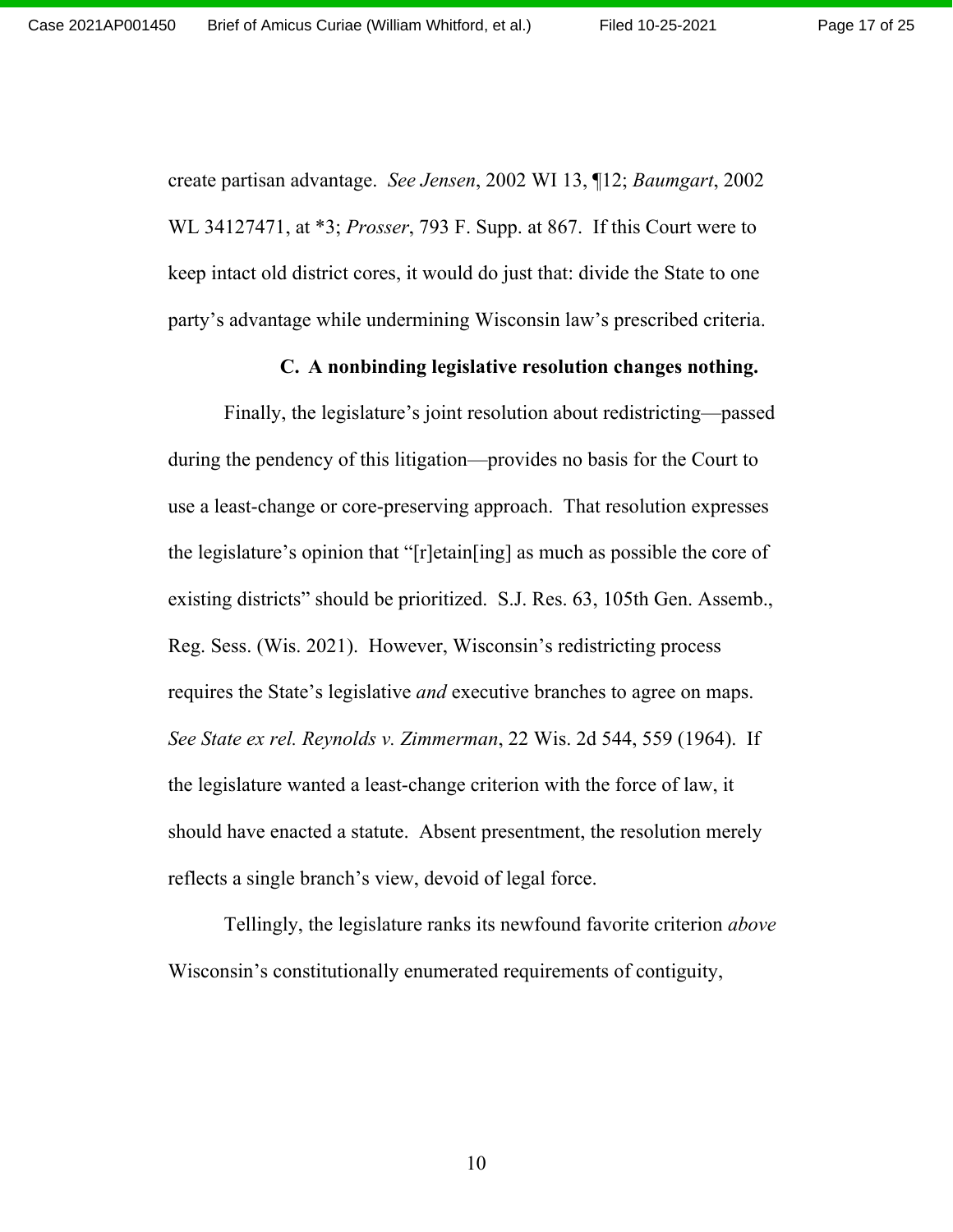create partisan advantage. *See Jensen*, 2002 WI 13, ¶12; *Baumgart*, 2002 WL 34127471, at *3; *Prosser*, 793 F. Supp. at 867. If this Court were to keep intact old district cores, it would do just that: divide the State to one party's advantage while undermining Wisconsin law's prescribed criteria.

### C. A nonbinding legislative resolution changes nothing.

Finally, the legislature's joint resolution about redistricting—passed during the pendency of this litigation—provides no basis for the Court to use a least-change or core-preserving approach. That resolution expresses the legislature's opinion that "[r]etain[ing] as much as possible the core of existing districts" should be prioritized. S.J. Res. 63, 105th Gen. Assemb., Reg. Sess. (Wis. 2021). However, Wisconsin's redistricting process requires the State's legislative *and* executive branches to agree on maps. *See State ex rel. Reynolds v. Zimmerman*, 22 Wis. 2d 544, 559 (1964). If the legislature wanted a least-change criterion with the force of law, it should have enacted a statute. Absent presentment, the resolution merely reflects a single branch's view, devoid of legal force.

Tellingly, the legislature ranks its newfound favorite criterion *above* Wisconsin's constitutionally enumerated requirements of contiguity,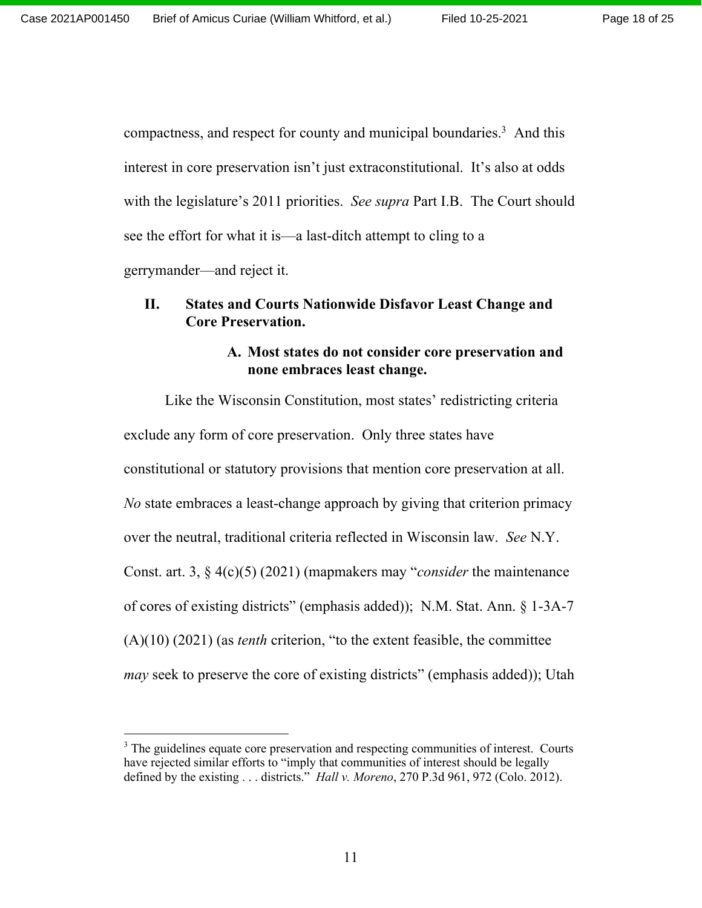compactness, and respect for county and municipal boundaries.[3] And this interest in core preservation isn't just extraconstitutional. It's also at odds with the legislature's 2011 priorities. *See supra* Part I.B. The Court should see the effort for what it is—a last-ditch attempt to cling to a gerrymander—and reject it.

## II. States and Courts Nationwide Disfavor Least Change and Core Preservation.

### A. Most states do not consider core preservation and none embraces least change.

Like the Wisconsin Constitution, most states' redistricting criteria exclude any form of core preservation. Only three states have constitutional or statutory provisions that mention core preservation at all. *No* state embraces a least-change approach by giving that criterion primacy over the neutral, traditional criteria reflected in Wisconsin law. *See* N.Y. Const. art. 3, § 4(c)(5) (2021) (mapmakers may "*consider* the maintenance of cores of existing districts" (emphasis added)); N.M. Stat. Ann. § 1-3A-7 (A)(10) (2021) (as *tenth* criterion, "to the extent feasible, the committee *may* seek to preserve the core of existing districts" (emphasis added)); Utah

---

[3] The guidelines equate core preservation and respecting communities of interest. Courts have rejected similar efforts to "imply that communities of interest should be legally defined by the existing . . . districts." *Hall v. Moreno*, 270 P.3d 961, 972 (Colo. 2012).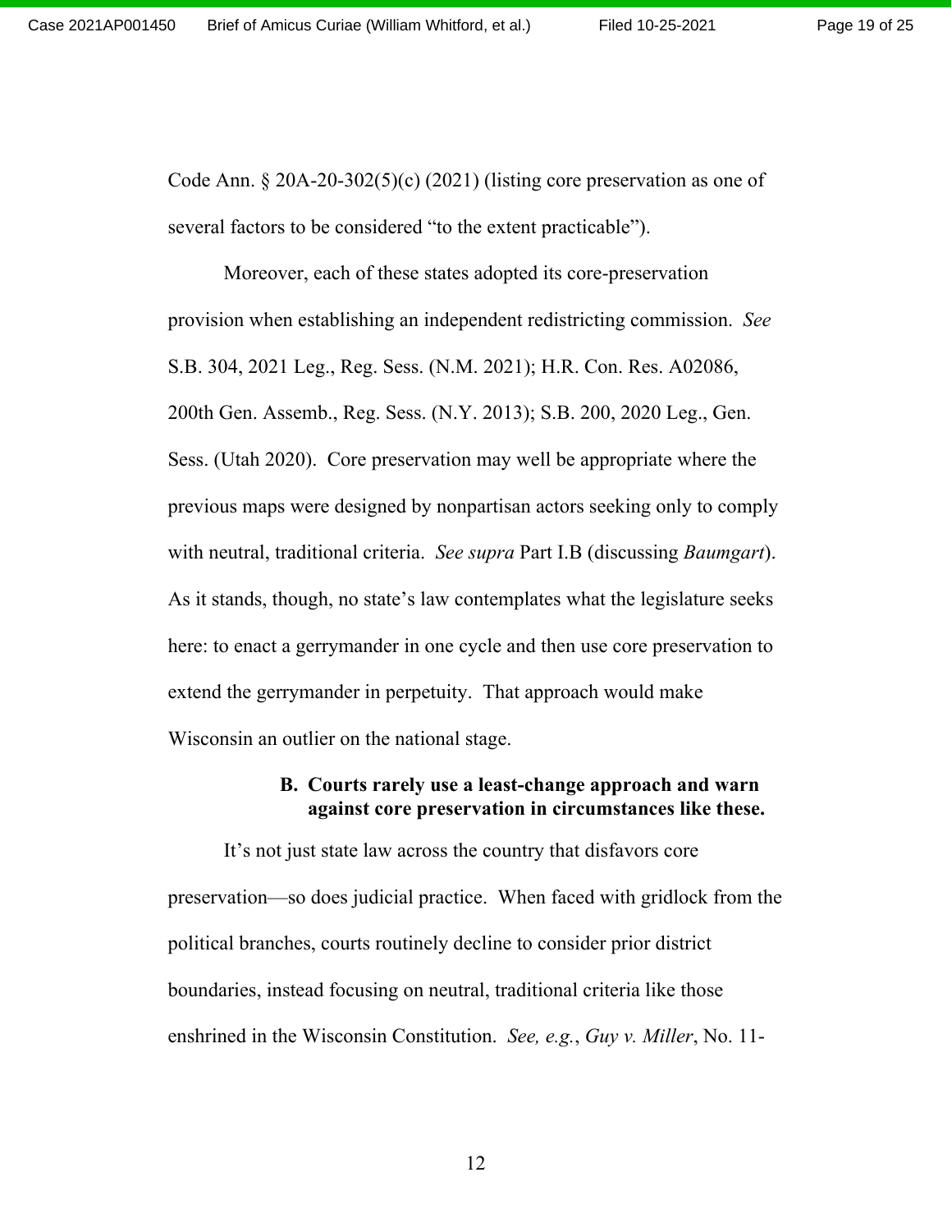Code Ann. § 20A-20-302(5)(c) (2021) (listing core preservation as one of several factors to be considered "to the extent practicable").

Moreover, each of these states adopted its core-preservation provision when establishing an independent redistricting commission. *See* S.B. 304, 2021 Leg., Reg. Sess. (N.M. 2021); H.R. Con. Res. A02086, 200th Gen. Assemb., Reg. Sess. (N.Y. 2013); S.B. 200, 2020 Leg., Gen. Sess. (Utah 2020). Core preservation may well be appropriate where the previous maps were designed by nonpartisan actors seeking only to comply with neutral, traditional criteria. *See supra* Part I.B (discussing *Baumgart*). As it stands, though, no state's law contemplates what the legislature seeks here: to enact a gerrymander in one cycle and then use core preservation to extend the gerrymander in perpetuity. That approach would make Wisconsin an outlier on the national stage.

### B. Courts rarely use a least-change approach and warn against core preservation in circumstances like these.

It's not just state law across the country that disfavors core preservation—so does judicial practice. When faced with gridlock from the political branches, courts routinely decline to consider prior district boundaries, instead focusing on neutral, traditional criteria like those enshrined in the Wisconsin Constitution. *See, e.g.*, *Guy v. Miller*, No. 11-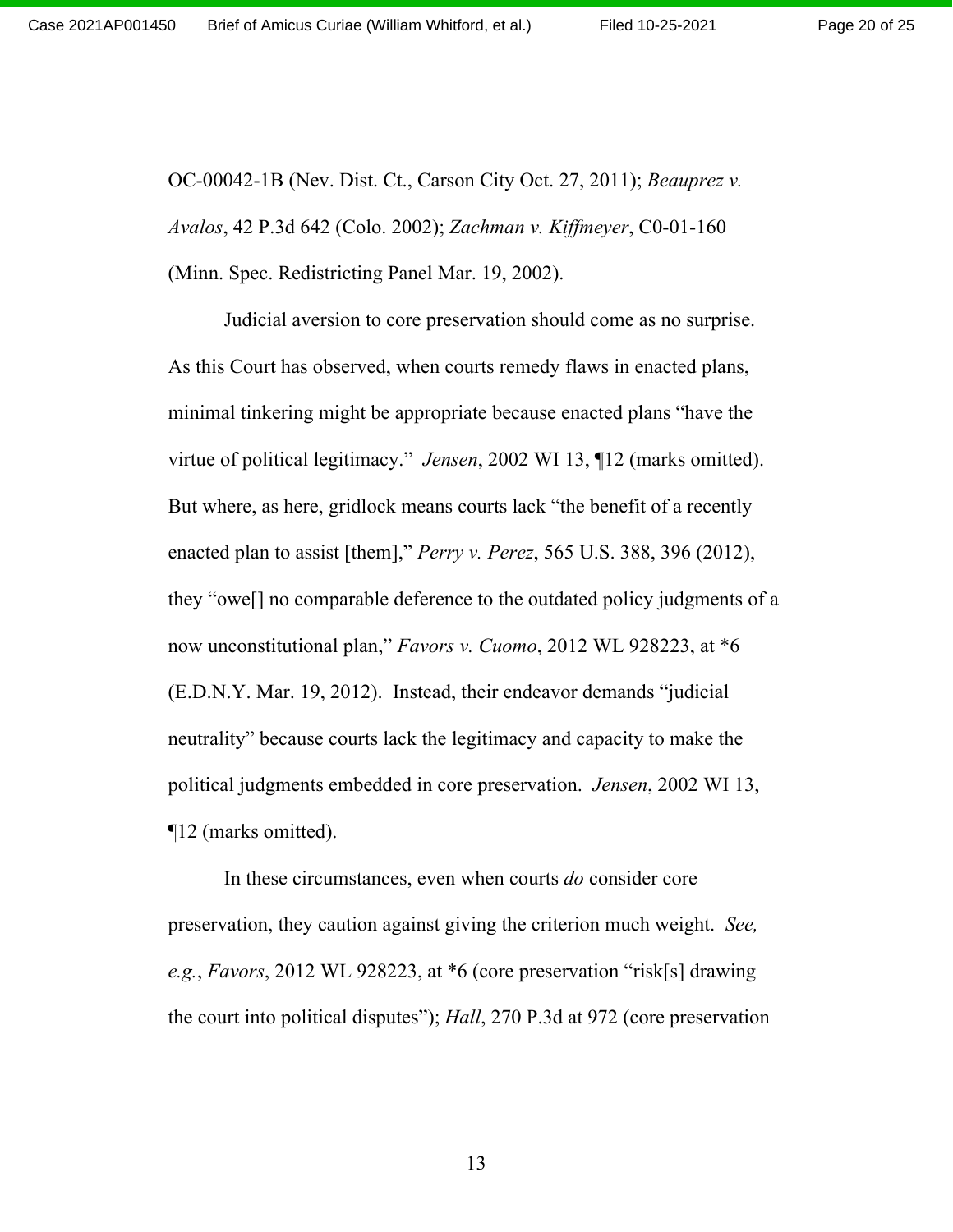OC-00042-1B (Nev. Dist. Ct., Carson City Oct. 27, 2011); *Beauprez v. Avalos*, 42 P.3d 642 (Colo. 2002); *Zachman v. Kiffmeyer*, C0-01-160 (Minn. Spec. Redistricting Panel Mar. 19, 2002).

Judicial aversion to core preservation should come as no surprise. As this Court has observed, when courts remedy flaws in enacted plans, minimal tinkering might be appropriate because enacted plans "have the virtue of political legitimacy." *Jensen*, 2002 WI 13, ¶12 (marks omitted). But where, as here, gridlock means courts lack "the benefit of a recently enacted plan to assist [them]," *Perry v. Perez*, 565 U.S. 388, 396 (2012), they "owe[] no comparable deference to the outdated policy judgments of a now unconstitutional plan," *Favors v. Cuomo*, 2012 WL 928223, at *6 (E.D.N.Y. Mar. 19, 2012). Instead, their endeavor demands "judicial neutrality" because courts lack the legitimacy and capacity to make the political judgments embedded in core preservation. *Jensen*, 2002 WI 13, ¶12 (marks omitted).

In these circumstances, even when courts *do* consider core preservation, they caution against giving the criterion much weight. *See, e.g.*, *Favors*, 2012 WL 928223, at *6 (core preservation "risk[s] drawing the court into political disputes"); *Hall*, 270 P.3d at 972 (core preservation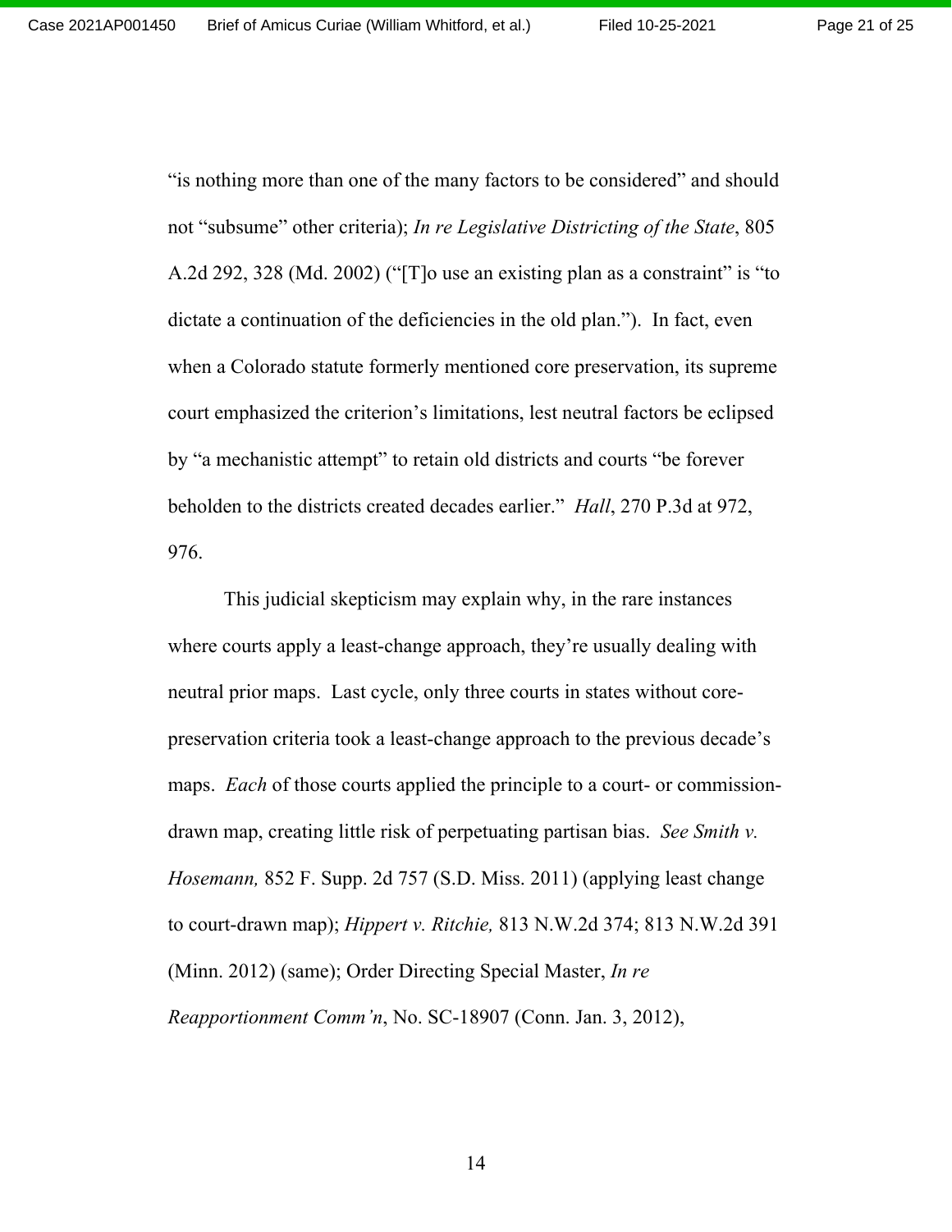"is nothing more than one of the many factors to be considered" and should not "subsume" other criteria); *In re Legislative Districting of the State*, 805 A.2d 292, 328 (Md. 2002) ("[T]o use an existing plan as a constraint" is "to dictate a continuation of the deficiencies in the old plan."). In fact, even when a Colorado statute formerly mentioned core preservation, its supreme court emphasized the criterion's limitations, lest neutral factors be eclipsed by "a mechanistic attempt" to retain old districts and courts "be forever beholden to the districts created decades earlier." *Hall*, 270 P.3d at 972, 976.

This judicial skepticism may explain why, in the rare instances where courts apply a least-change approach, they're usually dealing with neutral prior maps. Last cycle, only three courts in states without core-preservation criteria took a least-change approach to the previous decade's maps. *Each* of those courts applied the principle to a court- or commission-drawn map, creating little risk of perpetuating partisan bias. *See Smith v. Hosemann,* 852 F. Supp. 2d 757 (S.D. Miss. 2011) (applying least change to court-drawn map); *Hippert v. Ritchie,* 813 N.W.2d 374; 813 N.W.2d 391 (Minn. 2012) (same); Order Directing Special Master, *In re Reapportionment Comm'n*, No. SC-18907 (Conn. Jan. 3, 2012),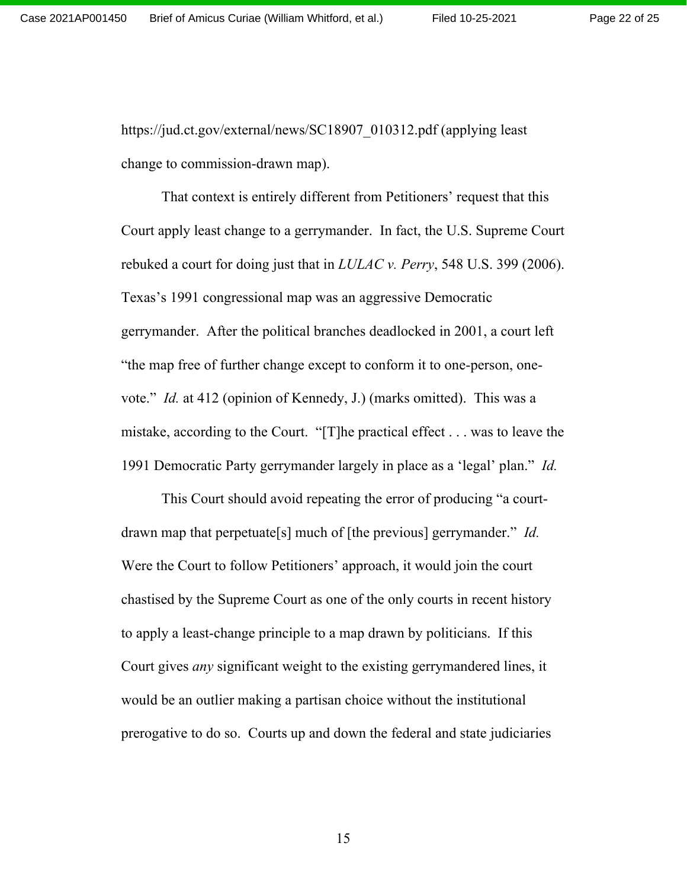https://jud.ct.gov/external/news/SC18907_010312.pdf (applying least change to commission-drawn map).

That context is entirely different from Petitioners' request that this Court apply least change to a gerrymander. In fact, the U.S. Supreme Court rebuked a court for doing just that in *LULAC v. Perry*, 548 U.S. 399 (2006). Texas's 1991 congressional map was an aggressive Democratic gerrymander. After the political branches deadlocked in 2001, a court left "the map free of further change except to conform it to one-person, one-vote." *Id.* at 412 (opinion of Kennedy, J.) (marks omitted). This was a mistake, according to the Court. "[T]he practical effect . . . was to leave the 1991 Democratic Party gerrymander largely in place as a 'legal' plan." *Id.*

This Court should avoid repeating the error of producing "a court-drawn map that perpetuate[s] much of [the previous] gerrymander." *Id.* Were the Court to follow Petitioners' approach, it would join the court chastised by the Supreme Court as one of the only courts in recent history to apply a least-change principle to a map drawn by politicians. If this Court gives *any* significant weight to the existing gerrymandered lines, it would be an outlier making a partisan choice without the institutional prerogative to do so. Courts up and down the federal and state judiciaries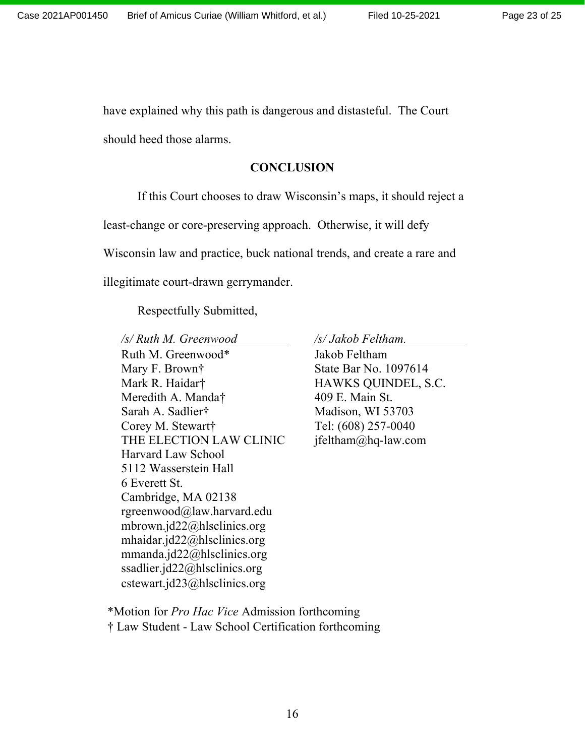have explained why this path is dangerous and distasteful. The Court should heed those alarms.

## CONCLUSION

If this Court chooses to draw Wisconsin's maps, it should reject a least-change or core-preserving approach. Otherwise, it will defy Wisconsin law and practice, buck national trends, and create a rare and illegitimate court-drawn gerrymander.

Respectfully Submitted,

*/s/ Ruth M. Greenwood*
Ruth M. Greenwood*
Mary F. Brown†
Mark R. Haidar†
Meredith A. Manda†
Sarah A. Sadlier†
Corey M. Stewart†
THE ELECTION LAW CLINIC
Harvard Law School
5112 Wasserstein Hall
6 Everett St.
Cambridge, MA 02138
rgreenwood@law.harvard.edu
mbrown.jd22@hlsclinics.org
mhaidar.jd22@hlsclinics.org
mmanda.jd22@hlsclinics.org
ssadlier.jd22@hlsclinics.org
cstewart.jd23@hlsclinics.org

*/s/ Jakob Feltham.*
Jakob Feltham
State Bar No. 1097614
HAWKS QUINDEL, S.C.
409 E. Main St.
Madison, WI 53703
Tel: (608) 257-0040
jfeltham@hq-law.com

*Motion for *Pro Hac Vice* Admission forthcoming
† Law Student - Law School Certification forthcoming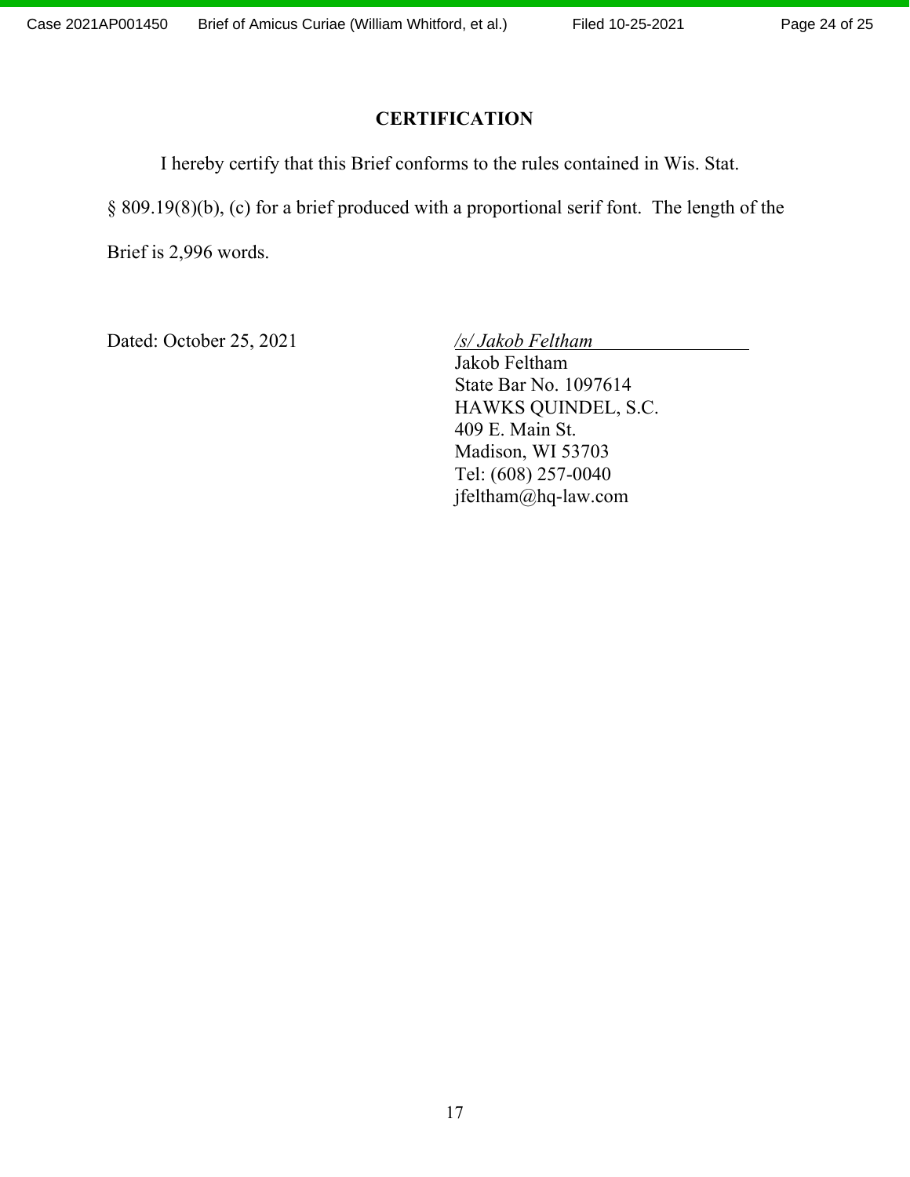## CERTIFICATION

I hereby certify that this Brief conforms to the rules contained in Wis. Stat. § 809.19(8)(b), (c) for a brief produced with a proportional serif font. The length of the Brief is 2,996 words.

Dated: October 25, 2021

*/s/ Jakob Feltham*
Jakob Feltham
State Bar No. 1097614
HAWKS QUINDEL, S.C.
409 E. Main St.
Madison, WI 53703
Tel: (608) 257-0040
jfeltham@hq-law.com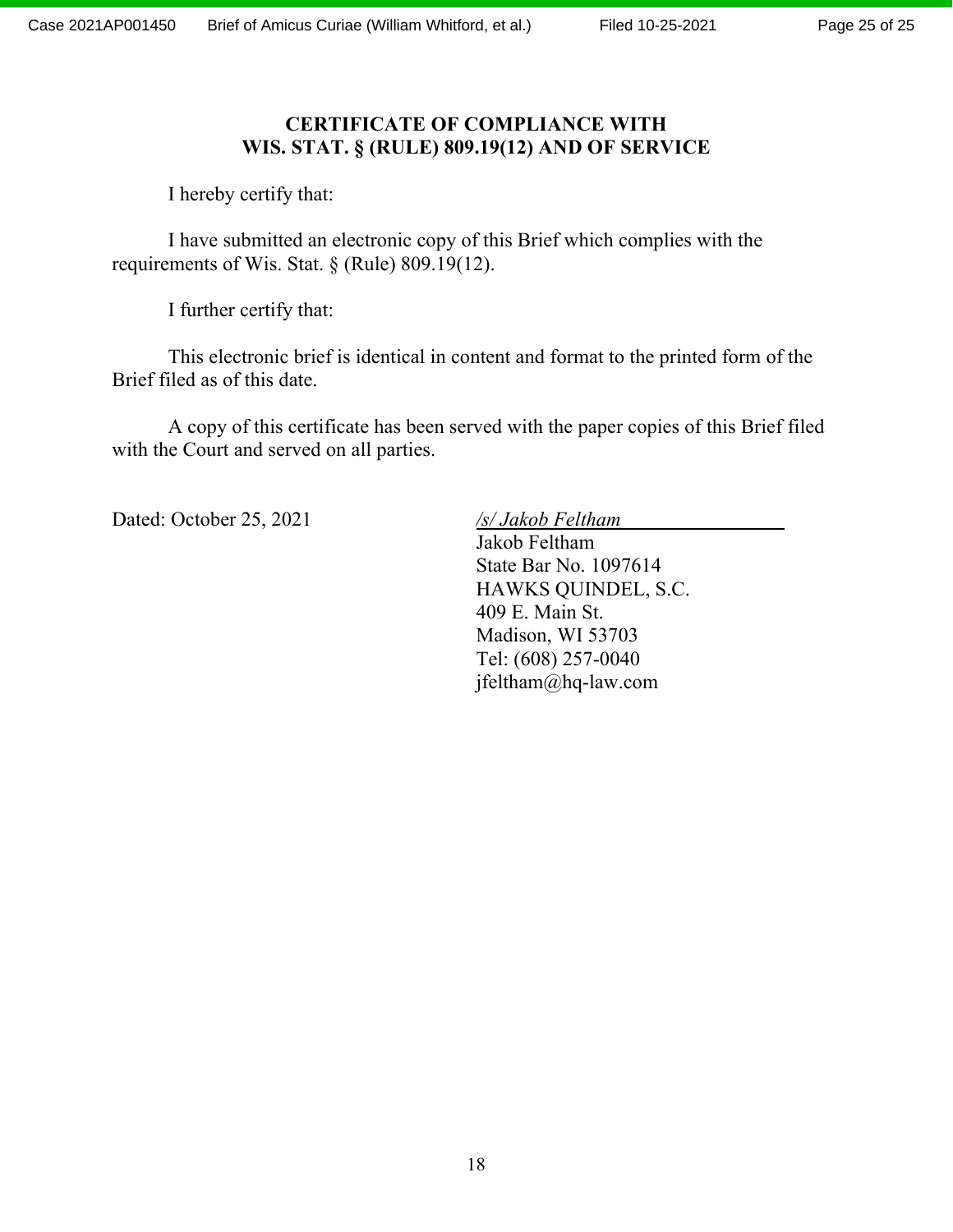**CERTIFICATE OF COMPLIANCE WITH WIS. STAT. § (RULE) 809.19(12) AND OF SERVICE**

I hereby certify that:

I have submitted an electronic copy of this Brief which complies with the requirements of Wis. Stat. § (Rule) 809.19(12).

I further certify that:

This electronic brief is identical in content and format to the printed form of the Brief filed as of this date.

A copy of this certificate has been served with the paper copies of this Brief filed with the Court and served on all parties.

Dated: October 25, 2021

*/s/ Jakob Feltham*
Jakob Feltham
State Bar No. 1097614
HAWKS QUINDEL, S.C.
409 E. Main St.
Madison, WI 53703
Tel: (608) 257-0040
jfeltham@hq-law.com